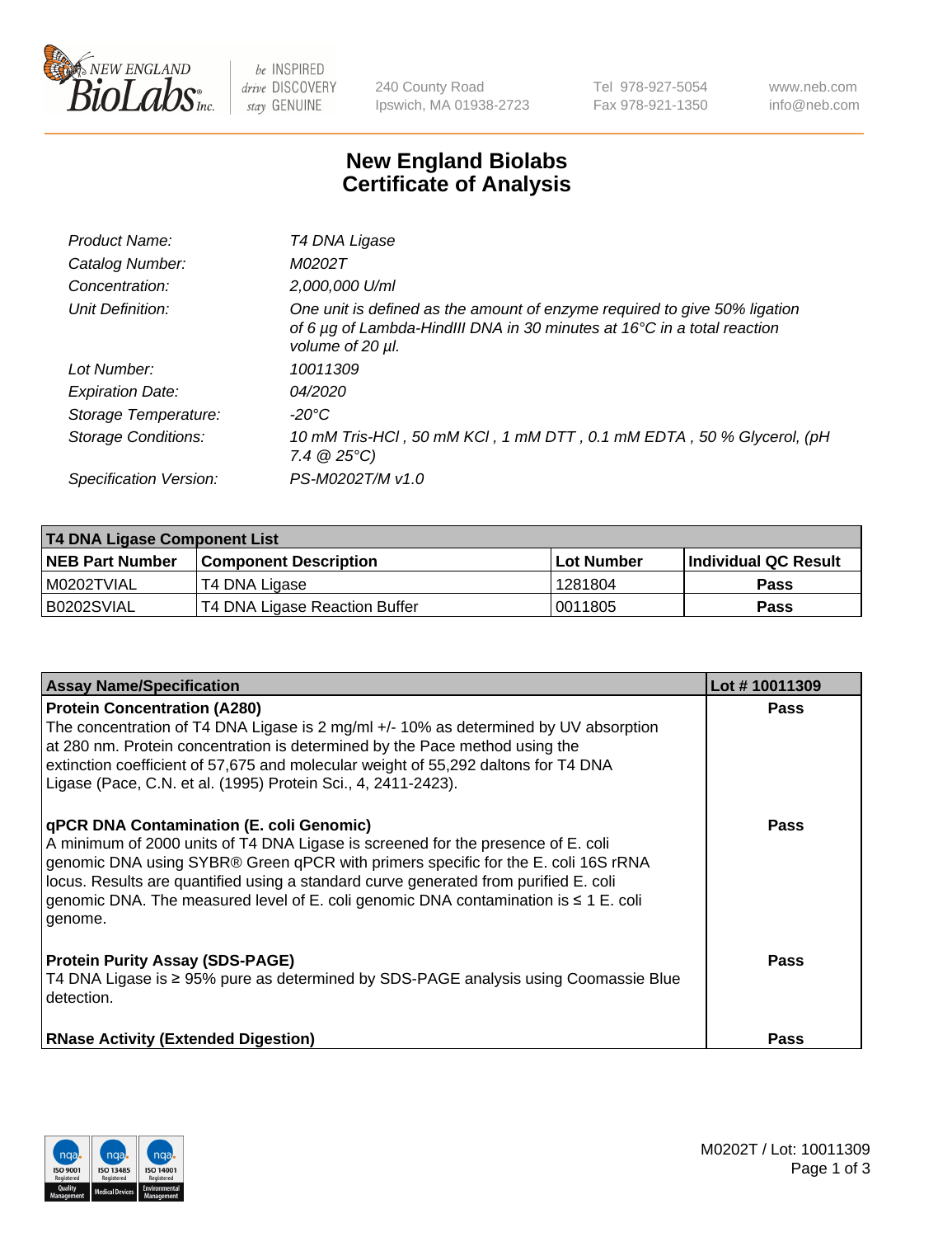New England BioLabs Inc. — be INSPIRED drive DISCOVERY stay GENUINE

240 County Road
Ipswich, MA 01938-2723

Tel 978-927-5054
Fax 978-921-1350

www.neb.com
info@neb.com

# New England Biolabs
# Certificate of Analysis

| | |
|---|---|
| *Product Name:* | *T4 DNA Ligase* |
| *Catalog Number:* | *M0202T* |
| *Concentration:* | *2,000,000 U/ml* |
| *Unit Definition:* | *One unit is defined as the amount of enzyme required to give 50% ligation of 6 µg of Lambda-HindIII DNA in 30 minutes at 16°C in a total reaction volume of 20 µl.* |
| *Lot Number:* | *10011309* |
| *Expiration Date:* | *04/2020* |
| *Storage Temperature:* | *-20°C* |
| *Storage Conditions:* | *10 mM Tris-HCl , 50 mM KCl , 1 mM DTT , 0.1 mM EDTA , 50 % Glycerol, (pH 7.4 @ 25°C)* |
| *Specification Version:* | *PS-M0202T/M v1.0* |

| **T4 DNA Ligase Component List** | | | |
|---|---|---|---|
| **NEB Part Number** | **Component Description** | **Lot Number** | **Individual QC Result** |
| M0202TVIAL | T4 DNA Ligase | 1281804 | **Pass** |
| B0202SVIAL | T4 DNA Ligase Reaction Buffer | 0011805 | **Pass** |

| **Assay Name/Specification** | **Lot # 10011309** |
|---|---|
| **Protein Concentration (A280)**<br>The concentration of T4 DNA Ligase is 2 mg/ml +/- 10% as determined by UV absorption at 280 nm. Protein concentration is determined by the Pace method using the extinction coefficient of 57,675 and molecular weight of 55,292 daltons for T4 DNA Ligase (Pace, C.N. et al. (1995) Protein Sci., 4, 2411-2423). | **Pass** |
| **qPCR DNA Contamination (E. coli Genomic)**<br>A minimum of 2000 units of T4 DNA Ligase is screened for the presence of E. coli genomic DNA using SYBR® Green qPCR with primers specific for the E. coli 16S rRNA locus. Results are quantified using a standard curve generated from purified E. coli genomic DNA. The measured level of E. coli genomic DNA contamination is ≤ 1 E. coli genome. | **Pass** |
| **Protein Purity Assay (SDS-PAGE)**<br>T4 DNA Ligase is ≥ 95% pure as determined by SDS-PAGE analysis using Coomassie Blue detection. | **Pass** |
| **RNase Activity (Extended Digestion)** | **Pass** |

M0202T / Lot: 10011309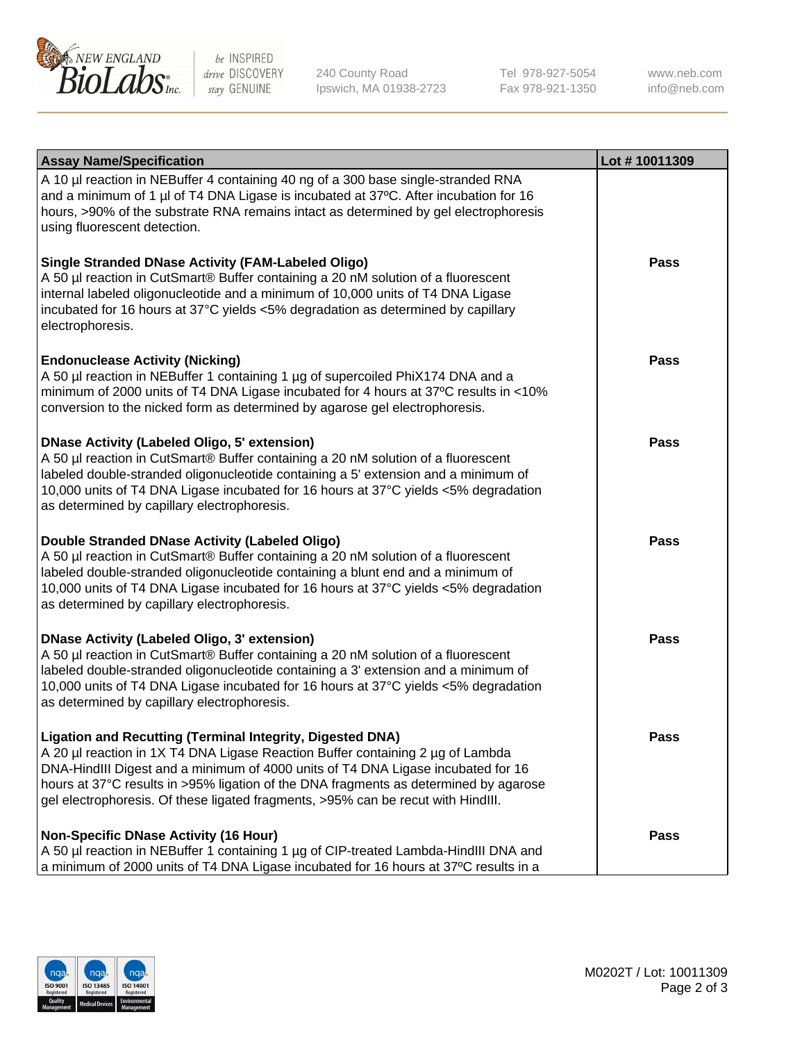| Assay Name/Specification | Lot # 10011309 |
|---|---|
| A 10 µl reaction in NEBuffer 4 containing 40 ng of a 300 base single-stranded RNA and a minimum of 1 µl of T4 DNA Ligase is incubated at 37ºC. After incubation for 16 hours, >90% of the substrate RNA remains intact as determined by gel electrophoresis using fluorescent detection. | |
| **Single Stranded DNase Activity (FAM-Labeled Oligo)**<br>A 50 µl reaction in CutSmart® Buffer containing a 20 nM solution of a fluorescent internal labeled oligonucleotide and a minimum of 10,000 units of T4 DNA Ligase incubated for 16 hours at 37°C yields <5% degradation as determined by capillary electrophoresis. | **Pass** |
| **Endonuclease Activity (Nicking)**<br>A 50 µl reaction in NEBuffer 1 containing 1 µg of supercoiled PhiX174 DNA and a minimum of 2000 units of T4 DNA Ligase incubated for 4 hours at 37ºC results in <10% conversion to the nicked form as determined by agarose gel electrophoresis. | **Pass** |
| **DNase Activity (Labeled Oligo, 5' extension)**<br>A 50 µl reaction in CutSmart® Buffer containing a 20 nM solution of a fluorescent labeled double-stranded oligonucleotide containing a 5' extension and a minimum of 10,000 units of T4 DNA Ligase incubated for 16 hours at 37°C yields <5% degradation as determined by capillary electrophoresis. | **Pass** |
| **Double Stranded DNase Activity (Labeled Oligo)**<br>A 50 µl reaction in CutSmart® Buffer containing a 20 nM solution of a fluorescent labeled double-stranded oligonucleotide containing a blunt end and a minimum of 10,000 units of T4 DNA Ligase incubated for 16 hours at 37°C yields <5% degradation as determined by capillary electrophoresis. | **Pass** |
| **DNase Activity (Labeled Oligo, 3' extension)**<br>A 50 µl reaction in CutSmart® Buffer containing a 20 nM solution of a fluorescent labeled double-stranded oligonucleotide containing a 3' extension and a minimum of 10,000 units of T4 DNA Ligase incubated for 16 hours at 37°C yields <5% degradation as determined by capillary electrophoresis. | **Pass** |
| **Ligation and Recutting (Terminal Integrity, Digested DNA)**<br>A 20 µl reaction in 1X T4 DNA Ligase Reaction Buffer containing 2 µg of Lambda DNA-HindIII Digest and a minimum of 4000 units of T4 DNA Ligase incubated for 16 hours at 37°C results in >95% ligation of the DNA fragments as determined by agarose gel electrophoresis. Of these ligated fragments, >95% can be recut with HindIII. | **Pass** |
| **Non-Specific DNase Activity (16 Hour)**<br>A 50 µl reaction in NEBuffer 1 containing 1 µg of CIP-treated Lambda-HindIII DNA and a minimum of 2000 units of T4 DNA Ligase incubated for 16 hours at 37ºC results in a | **Pass** |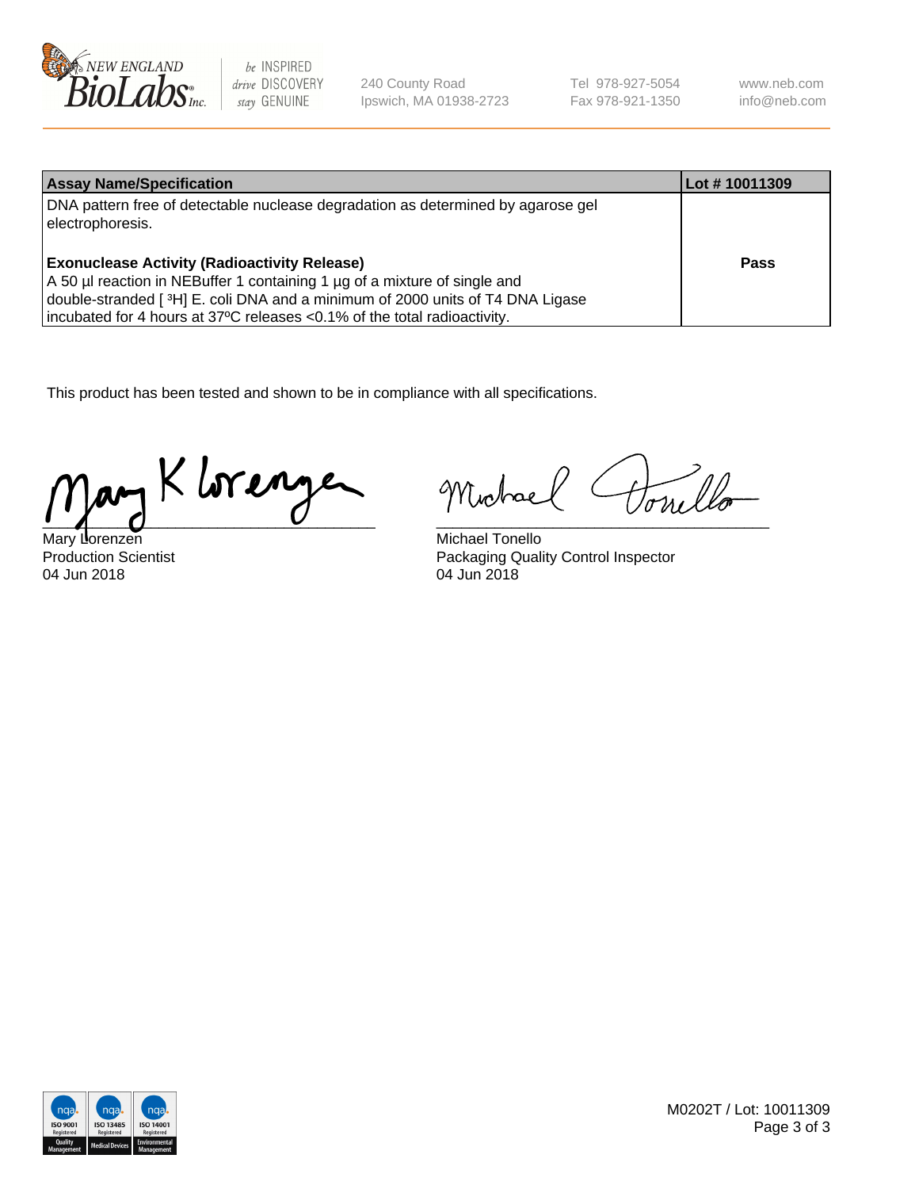240 County Road
Ipswich, MA 01938-2723

Tel 978-927-5054
Fax 978-921-1350

www.neb.com
info@neb.com

| Assay Name/Specification | Lot # 10011309 |
|---|---|
| DNA pattern free of detectable nuclease degradation as determined by agarose gel electrophoresis. | |
| **Exonuclease Activity (Radioactivity Release)**<br>A 50 µl reaction in NEBuffer 1 containing 1 µg of a mixture of single and double-stranded [ $^3$H] E. coli DNA and a minimum of 2000 units of T4 DNA Ligase incubated for 4 hours at 37ºC releases <0.1% of the total radioactivity. | **Pass** |

This product has been tested and shown to be in compliance with all specifications.

Mary Lorenzen
Production Scientist
04 Jun 2018

Michael Tonello
Packaging Quality Control Inspector
04 Jun 2018

M0202T / Lot: 10011309